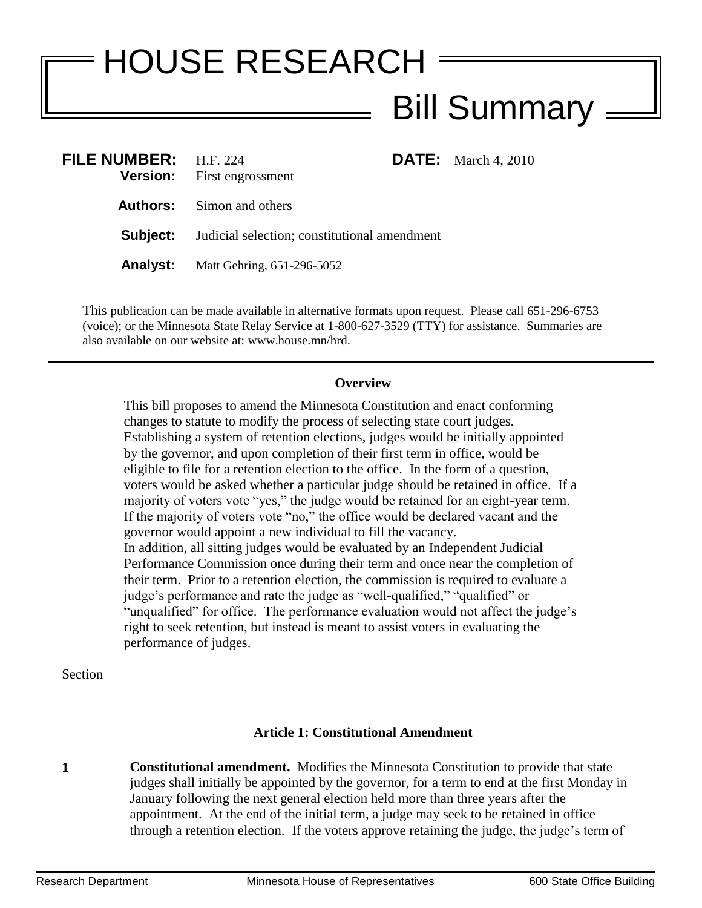# HOUSE RESEARCH

## Bill Summary

**FILE NUMBER:** H.F. 224 **DATE:** March 4, 2010
**Version:** First engrossment

**Authors:** Simon and others

**Subject:** Judicial selection; constitutional amendment

**Analyst:** Matt Gehring, 651-296-5052

This publication can be made available in alternative formats upon request. Please call 651-296-6753 (voice); or the Minnesota State Relay Service at 1-800-627-3529 (TTY) for assistance. Summaries are also available on our website at: www.house.mn/hrd.

---

**Overview**

This bill proposes to amend the Minnesota Constitution and enact conforming changes to statute to modify the process of selecting state court judges. Establishing a system of retention elections, judges would be initially appointed by the governor, and upon completion of their first term in office, would be eligible to file for a retention election to the office. In the form of a question, voters would be asked whether a particular judge should be retained in office. If a majority of voters vote "yes," the judge would be retained for an eight-year term. If the majority of voters vote "no," the office would be declared vacant and the governor would appoint a new individual to fill the vacancy.
In addition, all sitting judges would be evaluated by an Independent Judicial Performance Commission once during their term and once near the completion of their term. Prior to a retention election, the commission is required to evaluate a judge's performance and rate the judge as "well-qualified," "qualified" or "unqualified" for office. The performance evaluation would not affect the judge's right to seek retention, but instead is meant to assist voters in evaluating the performance of judges.

Section

**Article 1: Constitutional Amendment**

**1** **Constitutional amendment.** Modifies the Minnesota Constitution to provide that state judges shall initially be appointed by the governor, for a term to end at the first Monday in January following the next general election held more than three years after the appointment. At the end of the initial term, a judge may seek to be retained in office through a retention election. If the voters approve retaining the judge, the judge's term of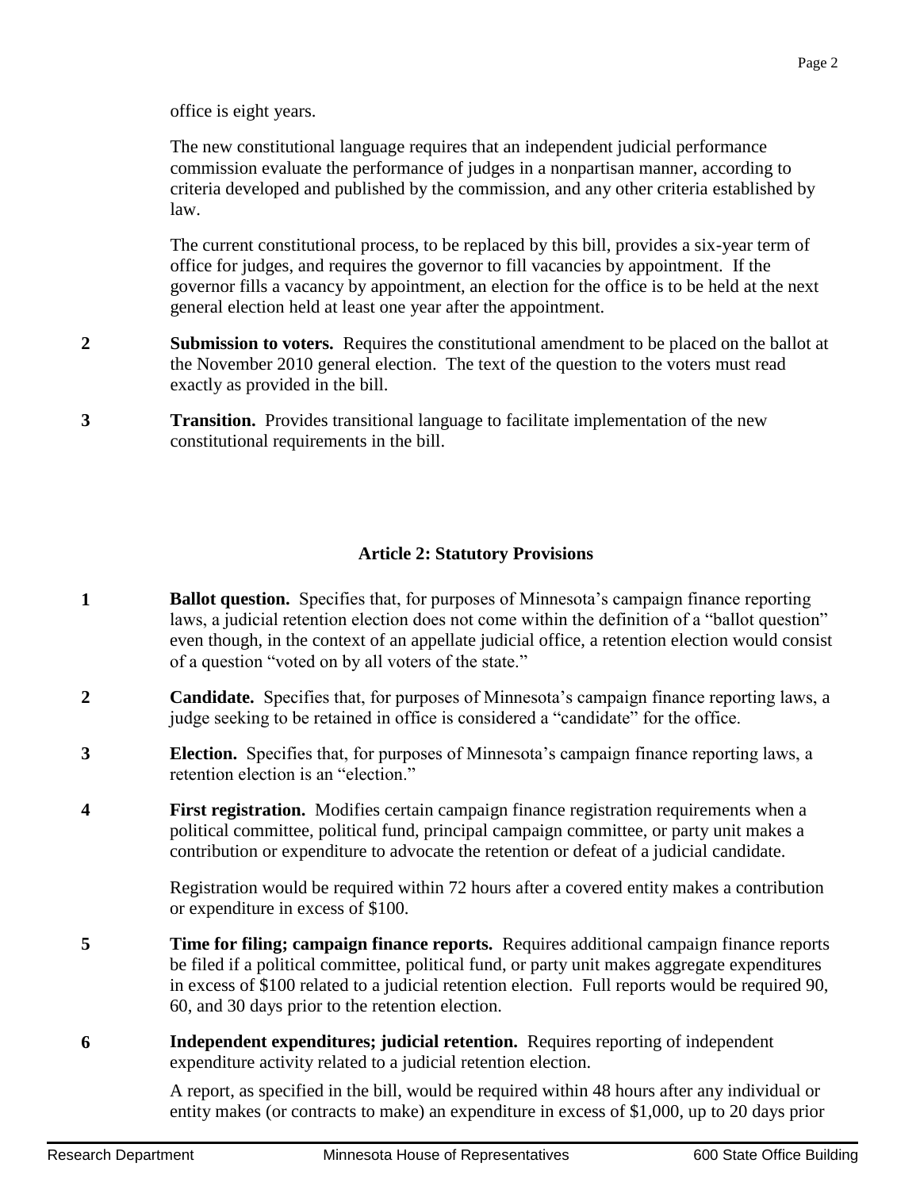office is eight years.

The new constitutional language requires that an independent judicial performance commission evaluate the performance of judges in a nonpartisan manner, according to criteria developed and published by the commission, and any other criteria established by law.

The current constitutional process, to be replaced by this bill, provides a six-year term of office for judges, and requires the governor to fill vacancies by appointment. If the governor fills a vacancy by appointment, an election for the office is to be held at the next general election held at least one year after the appointment.

**2** **Submission to voters.** Requires the constitutional amendment to be placed on the ballot at the November 2010 general election. The text of the question to the voters must read exactly as provided in the bill.

**3** **Transition.** Provides transitional language to facilitate implementation of the new constitutional requirements in the bill.

## Article 2: Statutory Provisions

**1** **Ballot question.** Specifies that, for purposes of Minnesota's campaign finance reporting laws, a judicial retention election does not come within the definition of a "ballot question" even though, in the context of an appellate judicial office, a retention election would consist of a question "voted on by all voters of the state."

**2** **Candidate.** Specifies that, for purposes of Minnesota's campaign finance reporting laws, a judge seeking to be retained in office is considered a "candidate" for the office.

**3** **Election.** Specifies that, for purposes of Minnesota's campaign finance reporting laws, a retention election is an "election."

**4** **First registration.** Modifies certain campaign finance registration requirements when a political committee, political fund, principal campaign committee, or party unit makes a contribution or expenditure to advocate the retention or defeat of a judicial candidate.

Registration would be required within 72 hours after a covered entity makes a contribution or expenditure in excess of $100.

**5** **Time for filing; campaign finance reports.** Requires additional campaign finance reports be filed if a political committee, political fund, or party unit makes aggregate expenditures in excess of $100 related to a judicial retention election. Full reports would be required 90, 60, and 30 days prior to the retention election.

**6** **Independent expenditures; judicial retention.** Requires reporting of independent expenditure activity related to a judicial retention election.

A report, as specified in the bill, would be required within 48 hours after any individual or entity makes (or contracts to make) an expenditure in excess of $1,000, up to 20 days prior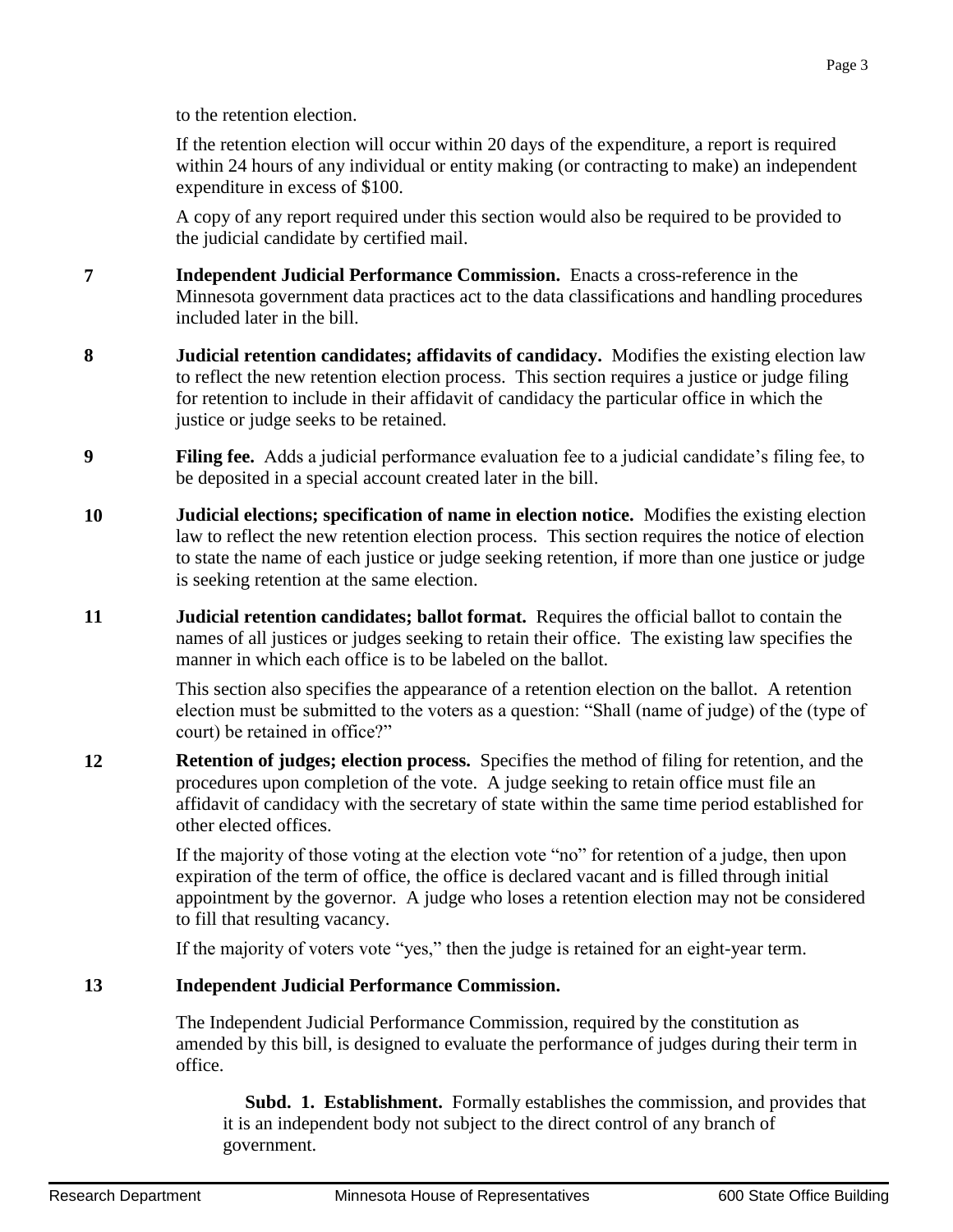to the retention election.

If the retention election will occur within 20 days of the expenditure, a report is required within 24 hours of any individual or entity making (or contracting to make) an independent expenditure in excess of $100.

A copy of any report required under this section would also be required to be provided to the judicial candidate by certified mail.

**7** **Independent Judicial Performance Commission.** Enacts a cross-reference in the Minnesota government data practices act to the data classifications and handling procedures included later in the bill.

**8** **Judicial retention candidates; affidavits of candidacy.** Modifies the existing election law to reflect the new retention election process. This section requires a justice or judge filing for retention to include in their affidavit of candidacy the particular office in which the justice or judge seeks to be retained.

**9** **Filing fee.** Adds a judicial performance evaluation fee to a judicial candidate's filing fee, to be deposited in a special account created later in the bill.

**10** **Judicial elections; specification of name in election notice.** Modifies the existing election law to reflect the new retention election process. This section requires the notice of election to state the name of each justice or judge seeking retention, if more than one justice or judge is seeking retention at the same election.

**11** **Judicial retention candidates; ballot format.** Requires the official ballot to contain the names of all justices or judges seeking to retain their office. The existing law specifies the manner in which each office is to be labeled on the ballot.

This section also specifies the appearance of a retention election on the ballot. A retention election must be submitted to the voters as a question: "Shall (name of judge) of the (type of court) be retained in office?"

**12** **Retention of judges; election process.** Specifies the method of filing for retention, and the procedures upon completion of the vote. A judge seeking to retain office must file an affidavit of candidacy with the secretary of state within the same time period established for other elected offices.

If the majority of those voting at the election vote "no" for retention of a judge, then upon expiration of the term of office, the office is declared vacant and is filled through initial appointment by the governor. A judge who loses a retention election may not be considered to fill that resulting vacancy.

If the majority of voters vote "yes," then the judge is retained for an eight-year term.

**13** **Independent Judicial Performance Commission.**

The Independent Judicial Performance Commission, required by the constitution as amended by this bill, is designed to evaluate the performance of judges during their term in office.

**Subd. 1. Establishment.** Formally establishes the commission, and provides that it is an independent body not subject to the direct control of any branch of government.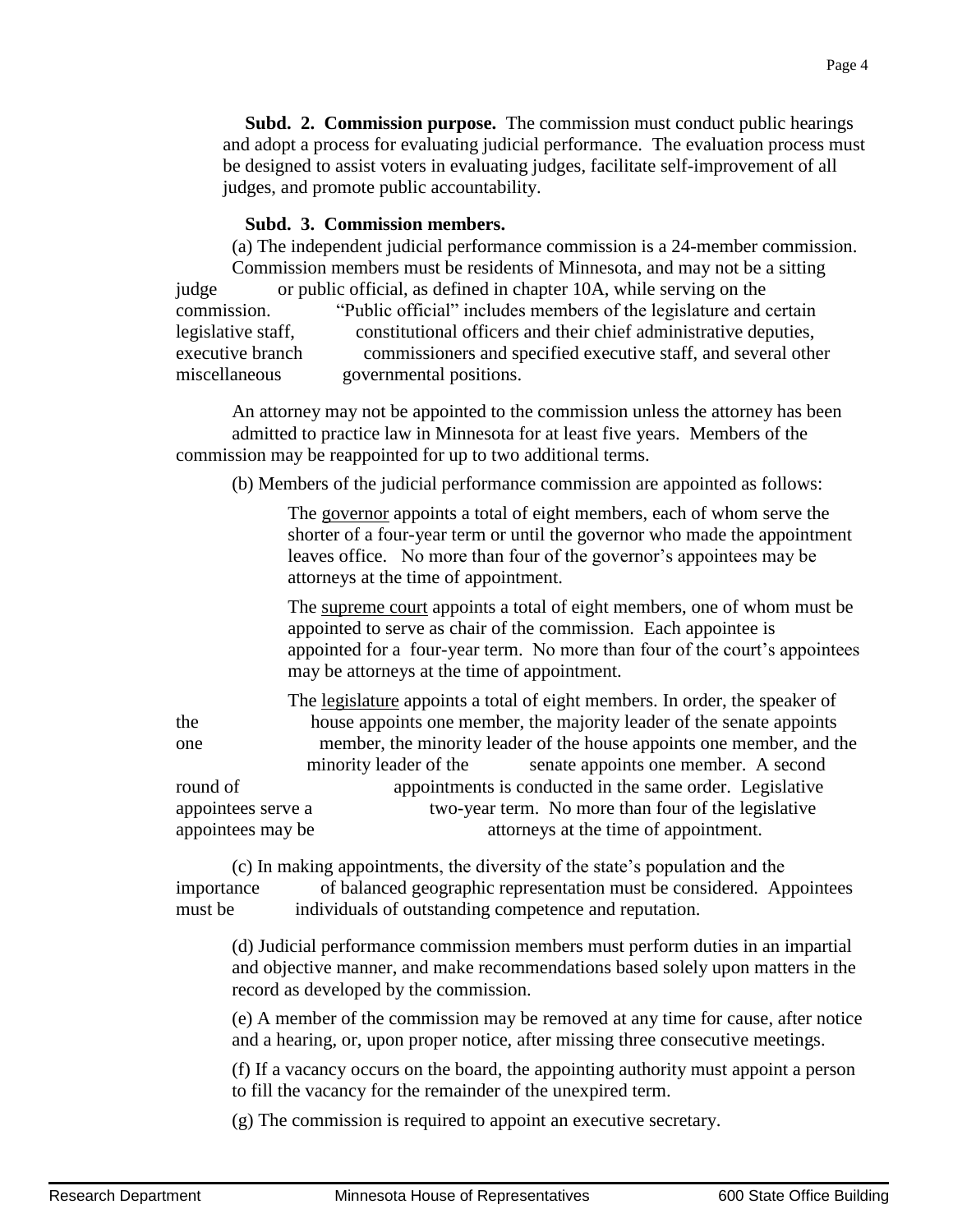**Subd. 2. Commission purpose.** The commission must conduct public hearings and adopt a process for evaluating judicial performance. The evaluation process must be designed to assist voters in evaluating judges, facilitate self-improvement of all judges, and promote public accountability.

**Subd. 3. Commission members.**

(a) The independent judicial performance commission is a 24-member commission. Commission members must be residents of Minnesota, and may not be a sitting judge or public official, as defined in chapter 10A, while serving on the commission. "Public official" includes members of the legislature and certain legislative staff, constitutional officers and their chief administrative deputies, executive branch commissioners and specified executive staff, and several other miscellaneous governmental positions.

An attorney may not be appointed to the commission unless the attorney has been admitted to practice law in Minnesota for at least five years. Members of the commission may be reappointed for up to two additional terms.

(b) Members of the judicial performance commission are appointed as follows:

The governor appoints a total of eight members, each of whom serve the shorter of a four-year term or until the governor who made the appointment leaves office. No more than four of the governor's appointees may be attorneys at the time of appointment.

The supreme court appoints a total of eight members, one of whom must be appointed to serve as chair of the commission. Each appointee is appointed for a four-year term. No more than four of the court's appointees may be attorneys at the time of appointment.

The legislature appoints a total of eight members. In order, the speaker of the house appoints one member, the majority leader of the senate appoints one member, the minority leader of the house appoints one member, and the minority leader of the senate appoints one member. A second round of appointments is conducted in the same order. Legislative appointees serve a two-year term. No more than four of the legislative appointees may be attorneys at the time of appointment.

(c) In making appointments, the diversity of the state's population and the importance of balanced geographic representation must be considered. Appointees must be individuals of outstanding competence and reputation.

(d) Judicial performance commission members must perform duties in an impartial and objective manner, and make recommendations based solely upon matters in the record as developed by the commission.

(e) A member of the commission may be removed at any time for cause, after notice and a hearing, or, upon proper notice, after missing three consecutive meetings.

(f) If a vacancy occurs on the board, the appointing authority must appoint a person to fill the vacancy for the remainder of the unexpired term.

(g) The commission is required to appoint an executive secretary.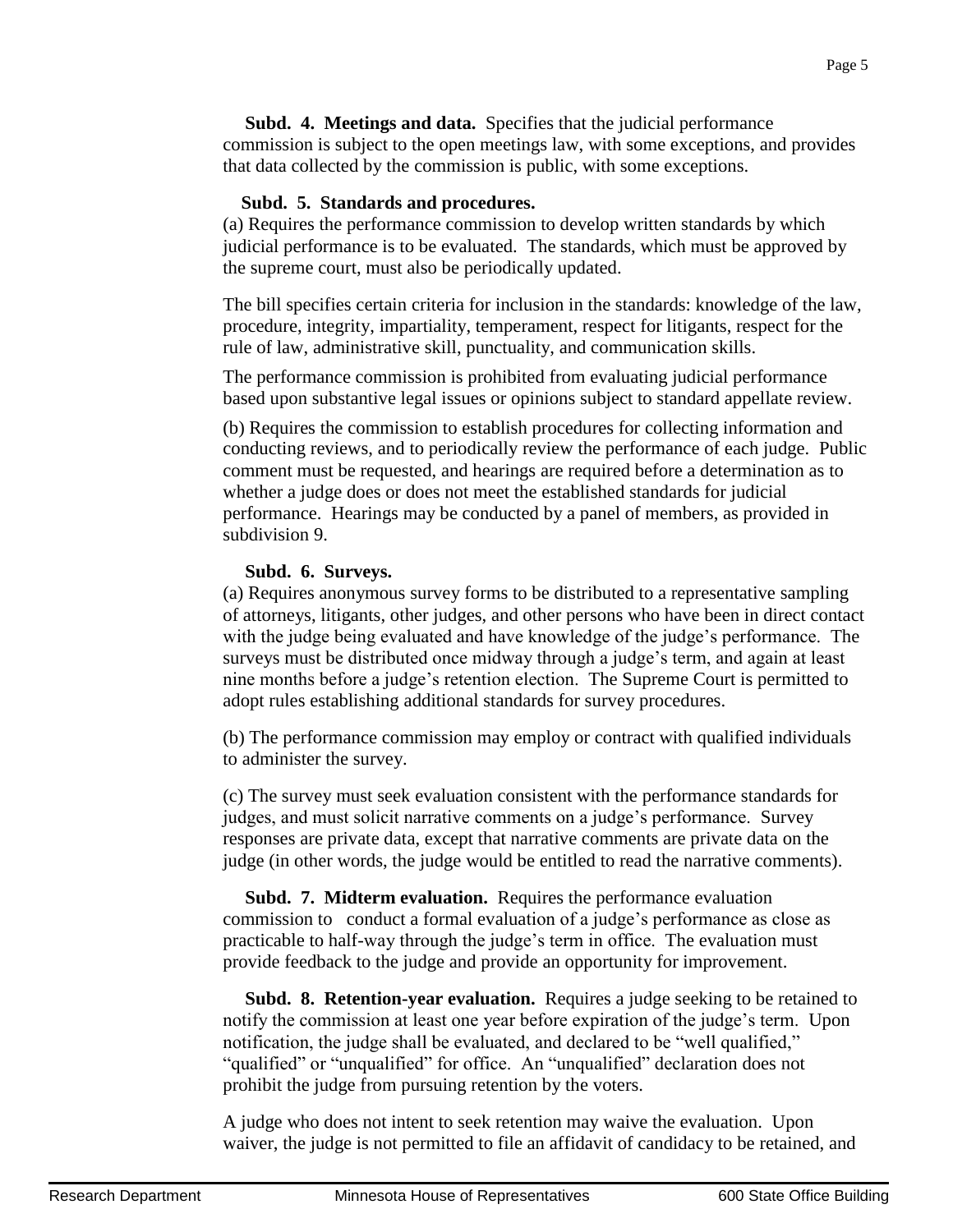**Subd. 4. Meetings and data.** Specifies that the judicial performance commission is subject to the open meetings law, with some exceptions, and provides that data collected by the commission is public, with some exceptions.

**Subd. 5. Standards and procedures.**

(a) Requires the performance commission to develop written standards by which judicial performance is to be evaluated. The standards, which must be approved by the supreme court, must also be periodically updated.

The bill specifies certain criteria for inclusion in the standards: knowledge of the law, procedure, integrity, impartiality, temperament, respect for litigants, respect for the rule of law, administrative skill, punctuality, and communication skills.

The performance commission is prohibited from evaluating judicial performance based upon substantive legal issues or opinions subject to standard appellate review.

(b) Requires the commission to establish procedures for collecting information and conducting reviews, and to periodically review the performance of each judge. Public comment must be requested, and hearings are required before a determination as to whether a judge does or does not meet the established standards for judicial performance. Hearings may be conducted by a panel of members, as provided in subdivision 9.

**Subd. 6. Surveys.**

(a) Requires anonymous survey forms to be distributed to a representative sampling of attorneys, litigants, other judges, and other persons who have been in direct contact with the judge being evaluated and have knowledge of the judge's performance. The surveys must be distributed once midway through a judge's term, and again at least nine months before a judge's retention election. The Supreme Court is permitted to adopt rules establishing additional standards for survey procedures.

(b) The performance commission may employ or contract with qualified individuals to administer the survey.

(c) The survey must seek evaluation consistent with the performance standards for judges, and must solicit narrative comments on a judge's performance. Survey responses are private data, except that narrative comments are private data on the judge (in other words, the judge would be entitled to read the narrative comments).

**Subd. 7. Midterm evaluation.** Requires the performance evaluation commission to conduct a formal evaluation of a judge's performance as close as practicable to half-way through the judge's term in office. The evaluation must provide feedback to the judge and provide an opportunity for improvement.

**Subd. 8. Retention-year evaluation.** Requires a judge seeking to be retained to notify the commission at least one year before expiration of the judge's term. Upon notification, the judge shall be evaluated, and declared to be "well qualified," "qualified" or "unqualified" for office. An "unqualified" declaration does not prohibit the judge from pursuing retention by the voters.

A judge who does not intent to seek retention may waive the evaluation. Upon waiver, the judge is not permitted to file an affidavit of candidacy to be retained, and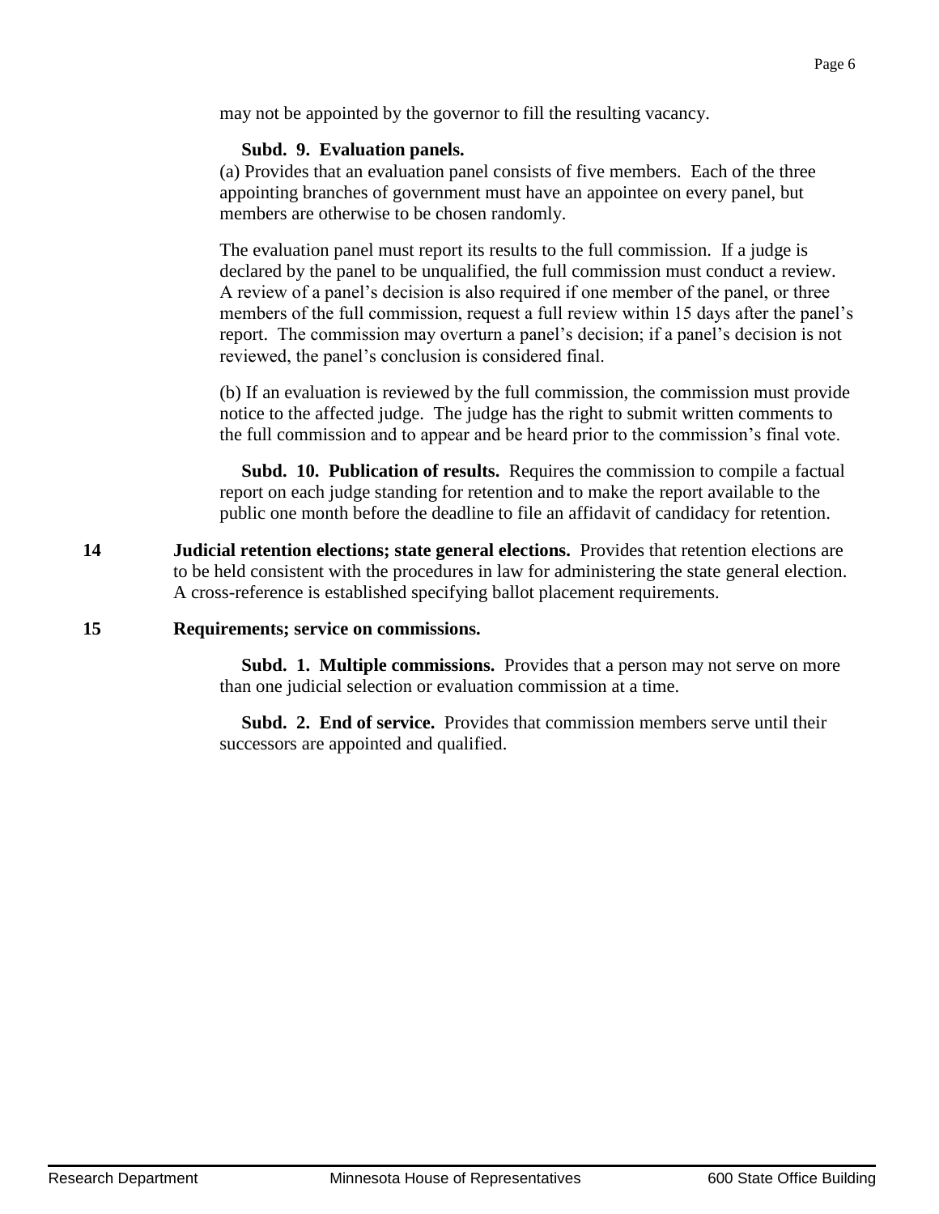may not be appointed by the governor to fill the resulting vacancy.

**Subd. 9. Evaluation panels.**
(a) Provides that an evaluation panel consists of five members. Each of the three appointing branches of government must have an appointee on every panel, but members are otherwise to be chosen randomly.

The evaluation panel must report its results to the full commission. If a judge is declared by the panel to be unqualified, the full commission must conduct a review. A review of a panel's decision is also required if one member of the panel, or three members of the full commission, request a full review within 15 days after the panel's report. The commission may overturn a panel's decision; if a panel's decision is not reviewed, the panel's conclusion is considered final.

(b) If an evaluation is reviewed by the full commission, the commission must provide notice to the affected judge. The judge has the right to submit written comments to the full commission and to appear and be heard prior to the commission's final vote.

**Subd. 10. Publication of results.** Requires the commission to compile a factual report on each judge standing for retention and to make the report available to the public one month before the deadline to file an affidavit of candidacy for retention.

**14** **Judicial retention elections; state general elections.** Provides that retention elections are to be held consistent with the procedures in law for administering the state general election. A cross-reference is established specifying ballot placement requirements.

**15** **Requirements; service on commissions.**

**Subd. 1. Multiple commissions.** Provides that a person may not serve on more than one judicial selection or evaluation commission at a time.

**Subd. 2. End of service.** Provides that commission members serve until their successors are appointed and qualified.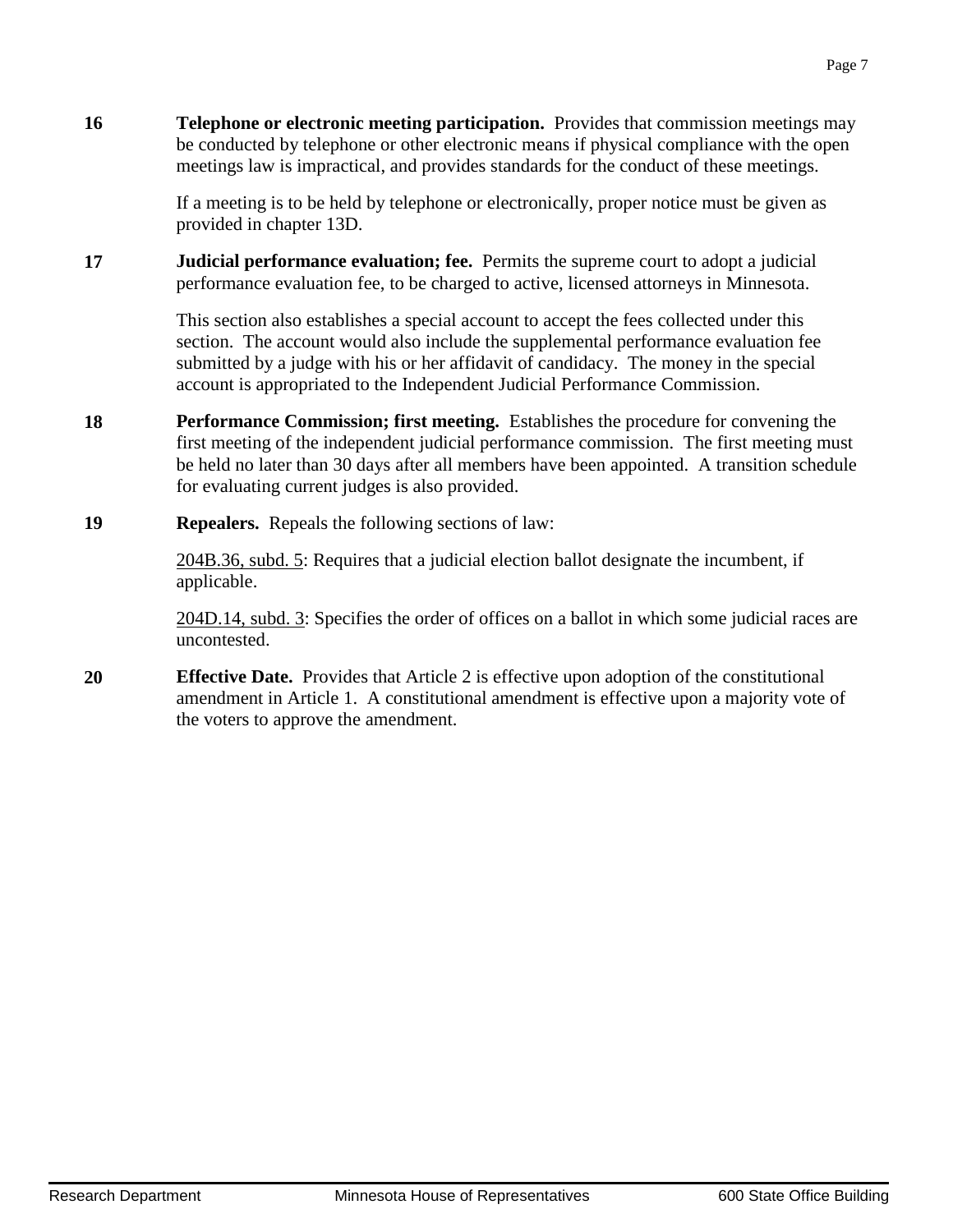**16** **Telephone or electronic meeting participation.** Provides that commission meetings may be conducted by telephone or other electronic means if physical compliance with the open meetings law is impractical, and provides standards for the conduct of these meetings.

If a meeting is to be held by telephone or electronically, proper notice must be given as provided in chapter 13D.

**17** **Judicial performance evaluation; fee.** Permits the supreme court to adopt a judicial performance evaluation fee, to be charged to active, licensed attorneys in Minnesota.

This section also establishes a special account to accept the fees collected under this section. The account would also include the supplemental performance evaluation fee submitted by a judge with his or her affidavit of candidacy. The money in the special account is appropriated to the Independent Judicial Performance Commission.

**18** **Performance Commission; first meeting.** Establishes the procedure for convening the first meeting of the independent judicial performance commission. The first meeting must be held no later than 30 days after all members have been appointed. A transition schedule for evaluating current judges is also provided.

**19** **Repealers.** Repeals the following sections of law:

204B.36, subd. 5: Requires that a judicial election ballot designate the incumbent, if applicable.

204D.14, subd. 3: Specifies the order of offices on a ballot in which some judicial races are uncontested.

**20** **Effective Date.** Provides that Article 2 is effective upon adoption of the constitutional amendment in Article 1. A constitutional amendment is effective upon a majority vote of the voters to approve the amendment.